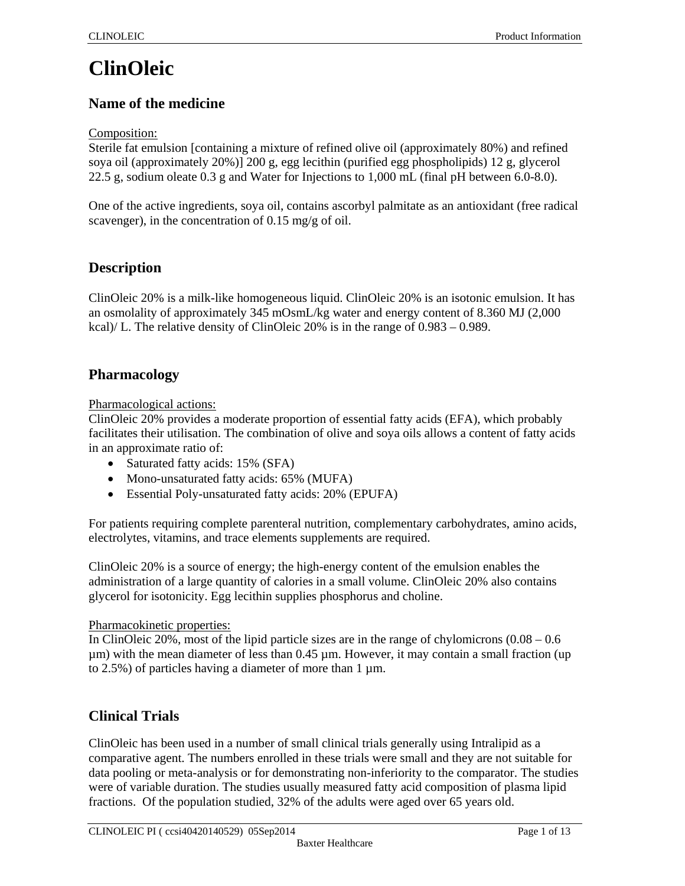# ClinOleic

## Name of the medicine

Composition:
Sterile fat emulsion [containing a mixture of refined olive oil (approximately 80%) and refined soya oil (approximately 20%)] 200 g, egg lecithin (purified egg phospholipids) 12 g, glycerol 22.5 g, sodium oleate 0.3 g and Water for Injections to 1,000 mL (final pH between 6.0-8.0).

One of the active ingredients, soya oil, contains ascorbyl palmitate as an antioxidant (free radical scavenger), in the concentration of 0.15 mg/g of oil.

## Description

ClinOleic 20% is a milk-like homogeneous liquid. ClinOleic 20% is an isotonic emulsion. It has an osmolality of approximately 345 mOsmL/kg water and energy content of 8.360 MJ (2,000 kcal)/ L. The relative density of ClinOleic 20% is in the range of 0.983 – 0.989.

## Pharmacology

Pharmacological actions:
ClinOleic 20% provides a moderate proportion of essential fatty acids (EFA), which probably facilitates their utilisation. The combination of olive and soya oils allows a content of fatty acids in an approximate ratio of:

- Saturated fatty acids: 15% (SFA)
- Mono-unsaturated fatty acids: 65% (MUFA)
- Essential Poly-unsaturated fatty acids: 20% (EPUFA)

For patients requiring complete parenteral nutrition, complementary carbohydrates, amino acids, electrolytes, vitamins, and trace elements supplements are required.

ClinOleic 20% is a source of energy; the high-energy content of the emulsion enables the administration of a large quantity of calories in a small volume. ClinOleic 20% also contains glycerol for isotonicity. Egg lecithin supplies phosphorus and choline.

Pharmacokinetic properties:
In ClinOleic 20%, most of the lipid particle sizes are in the range of chylomicrons (0.08 – 0.6 µm) with the mean diameter of less than 0.45 µm. However, it may contain a small fraction (up to 2.5%) of particles having a diameter of more than 1 µm.

## Clinical Trials

ClinOleic has been used in a number of small clinical trials generally using Intralipid as a comparative agent. The numbers enrolled in these trials were small and they are not suitable for data pooling or meta-analysis or for demonstrating non-inferiority to the comparator. The studies were of variable duration. The studies usually measured fatty acid composition of plasma lipid fractions. Of the population studied, 32% of the adults were aged over 65 years old.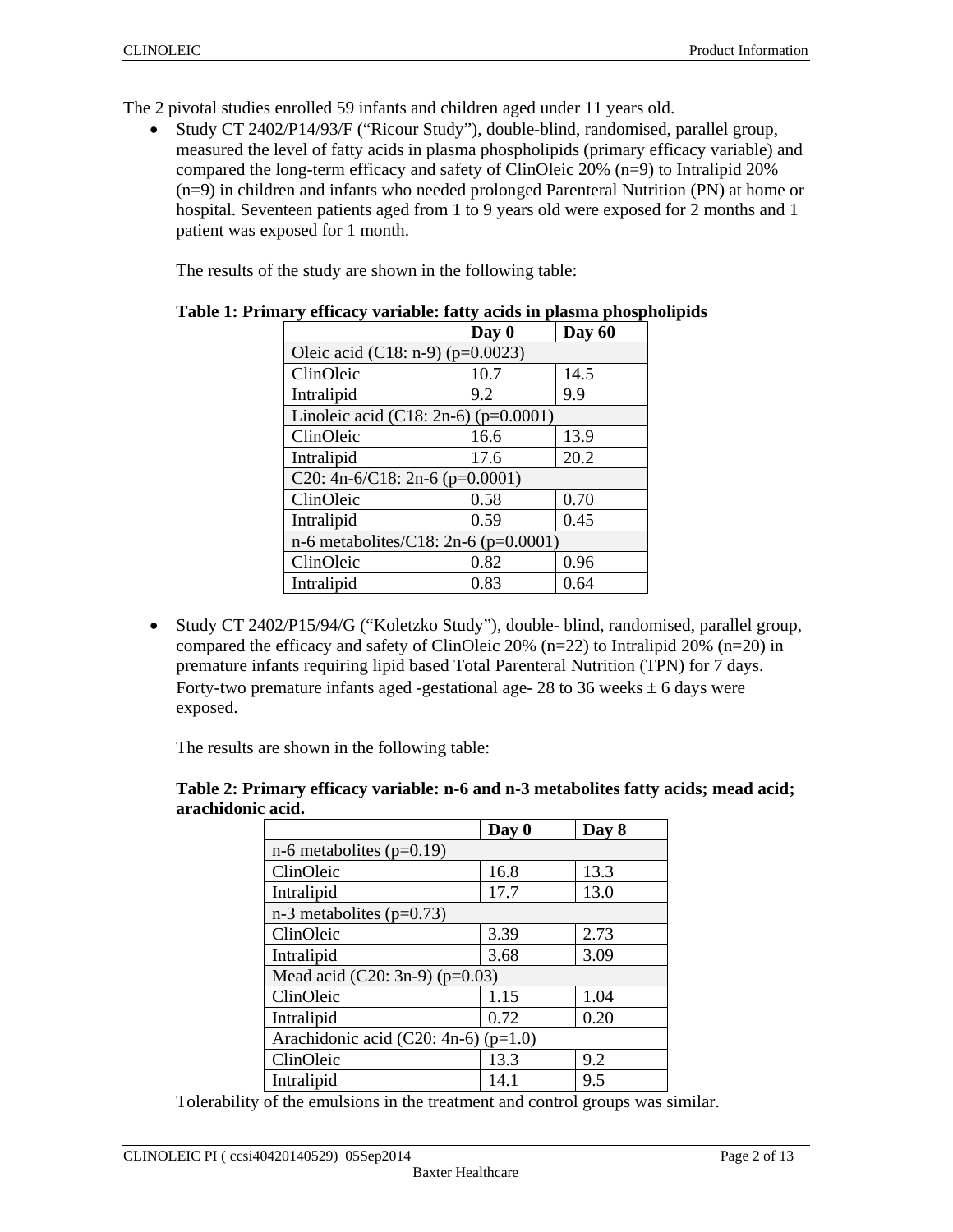The 2 pivotal studies enrolled 59 infants and children aged under 11 years old.

- Study CT 2402/P14/93/F ("Ricour Study"), double-blind, randomised, parallel group, measured the level of fatty acids in plasma phospholipids (primary efficacy variable) and compared the long-term efficacy and safety of ClinOleic 20% (n=9) to Intralipid 20% (n=9) in children and infants who needed prolonged Parenteral Nutrition (PN) at home or hospital. Seventeen patients aged from 1 to 9 years old were exposed for 2 months and 1 patient was exposed for 1 month.

  The results of the study are shown in the following table:

  **Table 1: Primary efficacy variable: fatty acids in plasma phospholipids**

| | Day 0 | Day 60 |
|---|---|---|
| Oleic acid (C18: n-9) (p=0.0023) | | |
| ClinOleic | 10.7 | 14.5 |
| Intralipid | 9.2 | 9.9 |
| Linoleic acid (C18: 2n-6) (p=0.0001) | | |
| ClinOleic | 16.6 | 13.9 |
| Intralipid | 17.6 | 20.2 |
| C20: 4n-6/C18: 2n-6 (p=0.0001) | | |
| ClinOleic | 0.58 | 0.70 |
| Intralipid | 0.59 | 0.45 |
| n-6 metabolites/C18: 2n-6 (p=0.0001) | | |
| ClinOleic | 0.82 | 0.96 |
| Intralipid | 0.83 | 0.64 |

- Study CT 2402/P15/94/G ("Koletzko Study"), double- blind, randomised, parallel group, compared the efficacy and safety of ClinOleic 20% (n=22) to Intralipid 20% (n=20) in premature infants requiring lipid based Total Parenteral Nutrition (TPN) for 7 days. Forty-two premature infants aged -gestational age- 28 to 36 weeks ± 6 days were exposed.

  The results are shown in the following table:

  **Table 2: Primary efficacy variable: n-6 and n-3 metabolites fatty acids; mead acid; arachidonic acid.**

| | Day 0 | Day 8 |
|---|---|---|
| n-6 metabolites (p=0.19) | | |
| ClinOleic | 16.8 | 13.3 |
| Intralipid | 17.7 | 13.0 |
| n-3 metabolites (p=0.73) | | |
| ClinOleic | 3.39 | 2.73 |
| Intralipid | 3.68 | 3.09 |
| Mead acid (C20: 3n-9) (p=0.03) | | |
| ClinOleic | 1.15 | 1.04 |
| Intralipid | 0.72 | 0.20 |
| Arachidonic acid (C20: 4n-6) (p=1.0) | | |
| ClinOleic | 13.3 | 9.2 |
| Intralipid | 14.1 | 9.5 |

  Tolerability of the emulsions in the treatment and control groups was similar.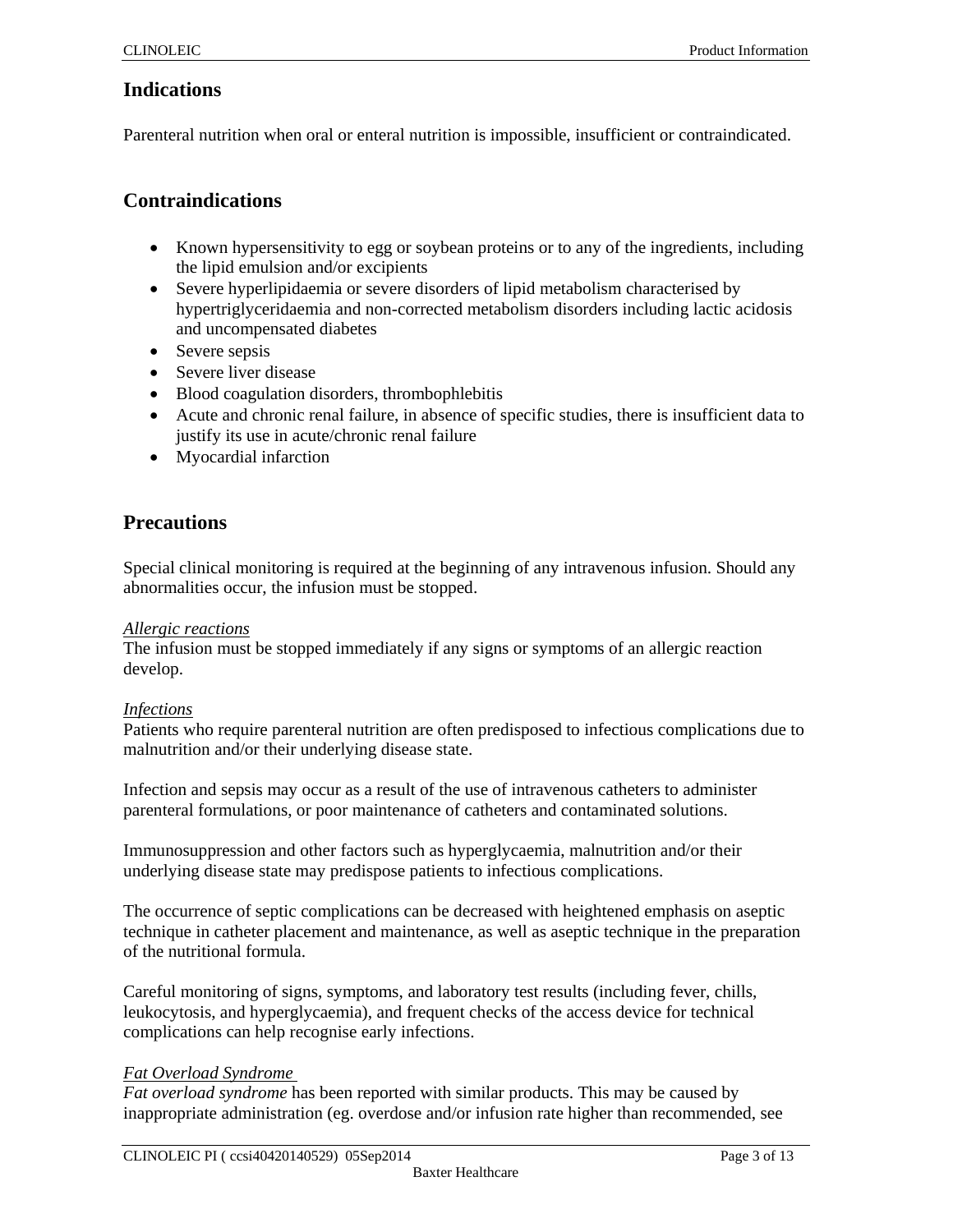## Indications

Parenteral nutrition when oral or enteral nutrition is impossible, insufficient or contraindicated.

## Contraindications

- Known hypersensitivity to egg or soybean proteins or to any of the ingredients, including the lipid emulsion and/or excipients
- Severe hyperlipidaemia or severe disorders of lipid metabolism characterised by hypertriglyceridaemia and non-corrected metabolism disorders including lactic acidosis and uncompensated diabetes
- Severe sepsis
- Severe liver disease
- Blood coagulation disorders, thrombophlebitis
- Acute and chronic renal failure, in absence of specific studies, there is insufficient data to justify its use in acute/chronic renal failure
- Myocardial infarction

## Precautions

Special clinical monitoring is required at the beginning of any intravenous infusion. Should any abnormalities occur, the infusion must be stopped.

*Allergic reactions*
The infusion must be stopped immediately if any signs or symptoms of an allergic reaction develop.

*Infections*
Patients who require parenteral nutrition are often predisposed to infectious complications due to malnutrition and/or their underlying disease state.

Infection and sepsis may occur as a result of the use of intravenous catheters to administer parenteral formulations, or poor maintenance of catheters and contaminated solutions.

Immunosuppression and other factors such as hyperglycaemia, malnutrition and/or their underlying disease state may predispose patients to infectious complications.

The occurrence of septic complications can be decreased with heightened emphasis on aseptic technique in catheter placement and maintenance, as well as aseptic technique in the preparation of the nutritional formula.

Careful monitoring of signs, symptoms, and laboratory test results (including fever, chills, leukocytosis, and hyperglycaemia), and frequent checks of the access device for technical complications can help recognise early infections.

*Fat Overload Syndrome*
*Fat overload syndrome* has been reported with similar products. This may be caused by inappropriate administration (eg. overdose and/or infusion rate higher than recommended, see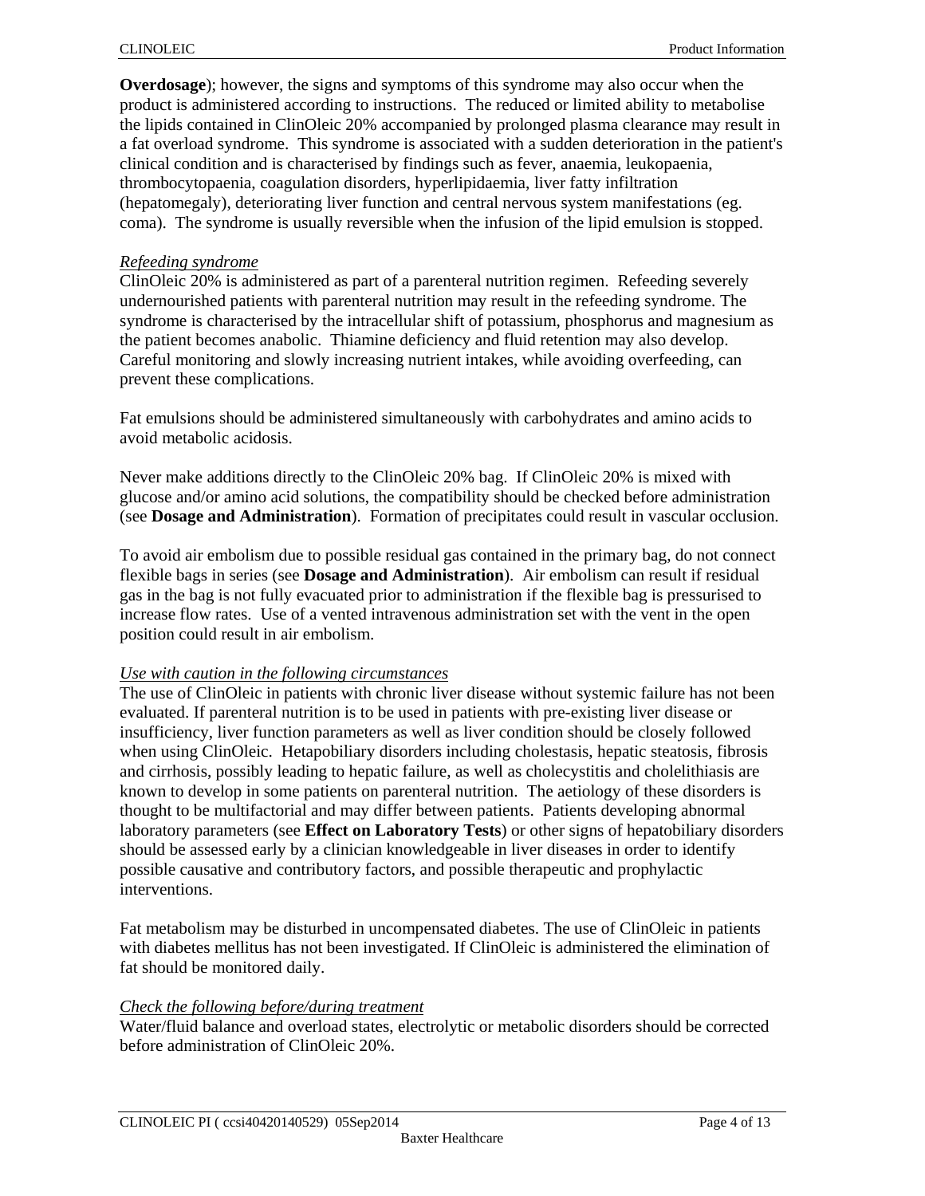**Overdosage**); however, the signs and symptoms of this syndrome may also occur when the product is administered according to instructions. The reduced or limited ability to metabolise the lipids contained in ClinOleic 20% accompanied by prolonged plasma clearance may result in a fat overload syndrome. This syndrome is associated with a sudden deterioration in the patient's clinical condition and is characterised by findings such as fever, anaemia, leukopaenia, thrombocytopaenia, coagulation disorders, hyperlipidaemia, liver fatty infiltration (hepatomegaly), deteriorating liver function and central nervous system manifestations (eg. coma). The syndrome is usually reversible when the infusion of the lipid emulsion is stopped.

*Refeeding syndrome*

ClinOleic 20% is administered as part of a parenteral nutrition regimen. Refeeding severely undernourished patients with parenteral nutrition may result in the refeeding syndrome. The syndrome is characterised by the intracellular shift of potassium, phosphorus and magnesium as the patient becomes anabolic. Thiamine deficiency and fluid retention may also develop. Careful monitoring and slowly increasing nutrient intakes, while avoiding overfeeding, can prevent these complications.

Fat emulsions should be administered simultaneously with carbohydrates and amino acids to avoid metabolic acidosis.

Never make additions directly to the ClinOleic 20% bag. If ClinOleic 20% is mixed with glucose and/or amino acid solutions, the compatibility should be checked before administration (see **Dosage and Administration**). Formation of precipitates could result in vascular occlusion.

To avoid air embolism due to possible residual gas contained in the primary bag, do not connect flexible bags in series (see **Dosage and Administration**). Air embolism can result if residual gas in the bag is not fully evacuated prior to administration if the flexible bag is pressurised to increase flow rates. Use of a vented intravenous administration set with the vent in the open position could result in air embolism.

*Use with caution in the following circumstances*

The use of ClinOleic in patients with chronic liver disease without systemic failure has not been evaluated. If parenteral nutrition is to be used in patients with pre-existing liver disease or insufficiency, liver function parameters as well as liver condition should be closely followed when using ClinOleic. Hetapobiliary disorders including cholestasis, hepatic steatosis, fibrosis and cirrhosis, possibly leading to hepatic failure, as well as cholecystitis and cholelithiasis are known to develop in some patients on parenteral nutrition. The aetiology of these disorders is thought to be multifactorial and may differ between patients. Patients developing abnormal laboratory parameters (see **Effect on Laboratory Tests**) or other signs of hepatobiliary disorders should be assessed early by a clinician knowledgeable in liver diseases in order to identify possible causative and contributory factors, and possible therapeutic and prophylactic interventions.

Fat metabolism may be disturbed in uncompensated diabetes. The use of ClinOleic in patients with diabetes mellitus has not been investigated. If ClinOleic is administered the elimination of fat should be monitored daily.

*Check the following before/during treatment*

Water/fluid balance and overload states, electrolytic or metabolic disorders should be corrected before administration of ClinOleic 20%.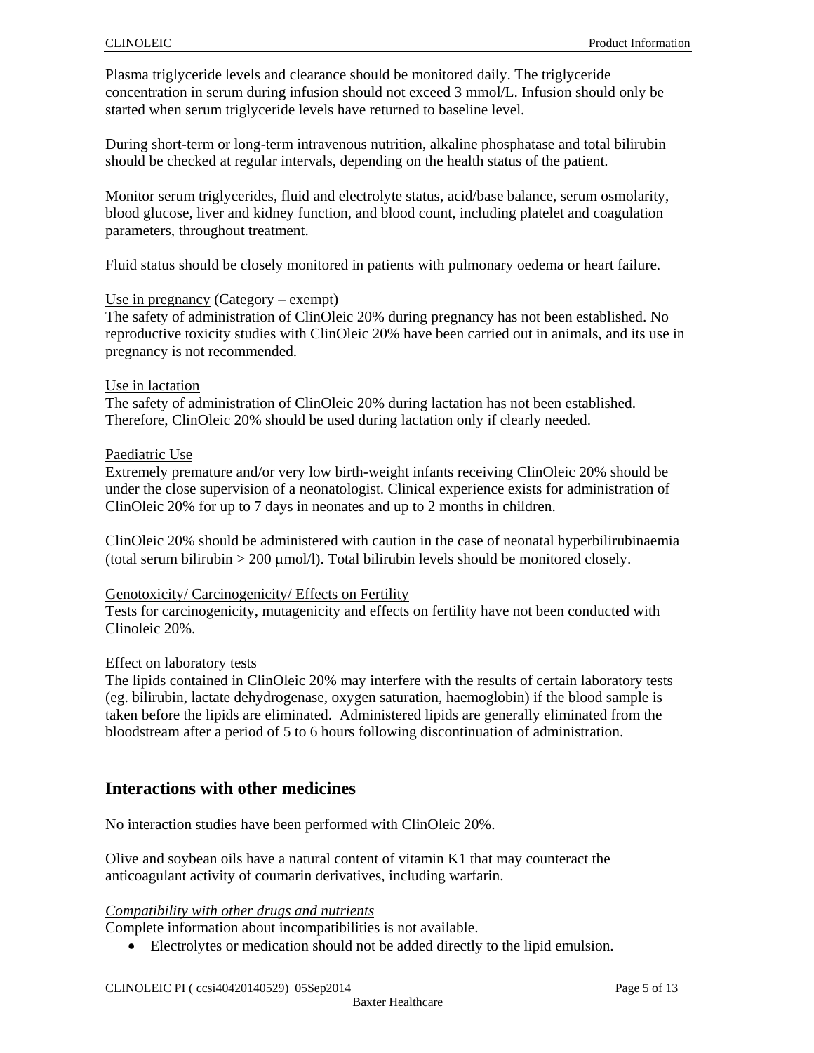Plasma triglyceride levels and clearance should be monitored daily. The triglyceride concentration in serum during infusion should not exceed 3 mmol/L. Infusion should only be started when serum triglyceride levels have returned to baseline level.

During short-term or long-term intravenous nutrition, alkaline phosphatase and total bilirubin should be checked at regular intervals, depending on the health status of the patient.

Monitor serum triglycerides, fluid and electrolyte status, acid/base balance, serum osmolarity, blood glucose, liver and kidney function, and blood count, including platelet and coagulation parameters, throughout treatment.

Fluid status should be closely monitored in patients with pulmonary oedema or heart failure.

<u>Use in pregnancy</u> (Category – exempt)

The safety of administration of ClinOleic 20% during pregnancy has not been established. No reproductive toxicity studies with ClinOleic 20% have been carried out in animals, and its use in pregnancy is not recommended.

<u>Use in lactation</u>

The safety of administration of ClinOleic 20% during lactation has not been established. Therefore, ClinOleic 20% should be used during lactation only if clearly needed.

<u>Paediatric Use</u>

Extremely premature and/or very low birth-weight infants receiving ClinOleic 20% should be under the close supervision of a neonatologist. Clinical experience exists for administration of ClinOleic 20% for up to 7 days in neonates and up to 2 months in children.

ClinOleic 20% should be administered with caution in the case of neonatal hyperbilirubinaemia (total serum bilirubin > 200 μmol/l). Total bilirubin levels should be monitored closely.

<u>Genotoxicity/ Carcinogenicity/ Effects on Fertility</u>

Tests for carcinogenicity, mutagenicity and effects on fertility have not been conducted with Clinoleic 20%.

<u>Effect on laboratory tests</u>

The lipids contained in ClinOleic 20% may interfere with the results of certain laboratory tests (eg. bilirubin, lactate dehydrogenase, oxygen saturation, haemoglobin) if the blood sample is taken before the lipids are eliminated. Administered lipids are generally eliminated from the bloodstream after a period of 5 to 6 hours following discontinuation of administration.

## Interactions with other medicines

No interaction studies have been performed with ClinOleic 20%.

Olive and soybean oils have a natural content of vitamin K1 that may counteract the anticoagulant activity of coumarin derivatives, including warfarin.

*<u>Compatibility with other drugs and nutrients</u>*

Complete information about incompatibilities is not available.

- Electrolytes or medication should not be added directly to the lipid emulsion.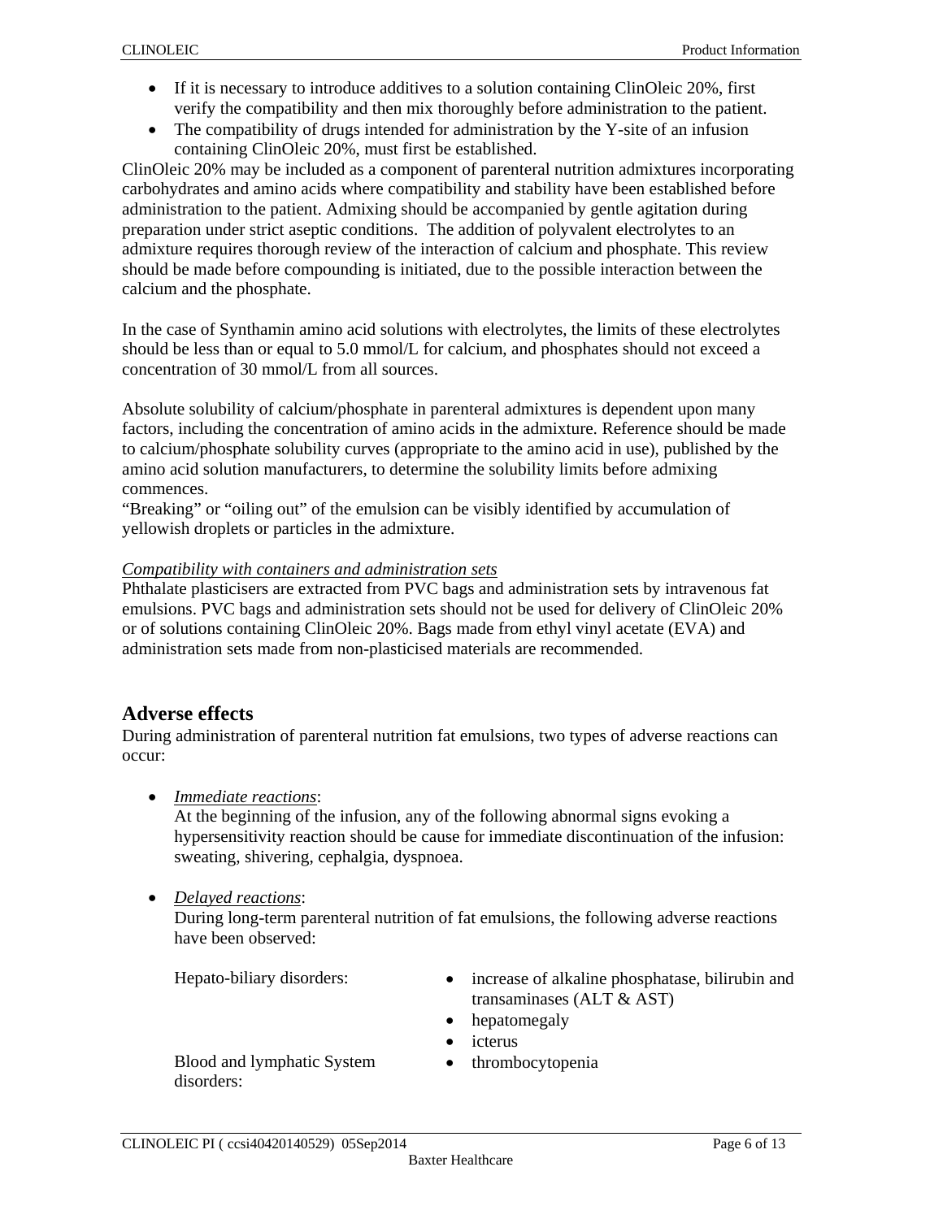- If it is necessary to introduce additives to a solution containing ClinOleic 20%, first verify the compatibility and then mix thoroughly before administration to the patient.
- The compatibility of drugs intended for administration by the Y-site of an infusion containing ClinOleic 20%, must first be established.

ClinOleic 20% may be included as a component of parenteral nutrition admixtures incorporating carbohydrates and amino acids where compatibility and stability have been established before administration to the patient. Admixing should be accompanied by gentle agitation during preparation under strict aseptic conditions. The addition of polyvalent electrolytes to an admixture requires thorough review of the interaction of calcium and phosphate. This review should be made before compounding is initiated, due to the possible interaction between the calcium and the phosphate.

In the case of Synthamin amino acid solutions with electrolytes, the limits of these electrolytes should be less than or equal to 5.0 mmol/L for calcium, and phosphates should not exceed a concentration of 30 mmol/L from all sources.

Absolute solubility of calcium/phosphate in parenteral admixtures is dependent upon many factors, including the concentration of amino acids in the admixture. Reference should be made to calcium/phosphate solubility curves (appropriate to the amino acid in use), published by the amino acid solution manufacturers, to determine the solubility limits before admixing commences.

"Breaking" or "oiling out" of the emulsion can be visibly identified by accumulation of yellowish droplets or particles in the admixture.

*Compatibility with containers and administration sets*

Phthalate plasticisers are extracted from PVC bags and administration sets by intravenous fat emulsions. PVC bags and administration sets should not be used for delivery of ClinOleic 20% or of solutions containing ClinOleic 20%. Bags made from ethyl vinyl acetate (EVA) and administration sets made from non-plasticised materials are recommended.

## Adverse effects

During administration of parenteral nutrition fat emulsions, two types of adverse reactions can occur:

- *Immediate reactions*:
  At the beginning of the infusion, any of the following abnormal signs evoking a hypersensitivity reaction should be cause for immediate discontinuation of the infusion: sweating, shivering, cephalgia, dyspnoea.

- *Delayed reactions*:
  During long-term parenteral nutrition of fat emulsions, the following adverse reactions have been observed:

| | |
|---|---|
| Hepato-biliary disorders: | • increase of alkaline phosphatase, bilirubin and transaminases (ALT & AST)<br>• hepatomegaly<br>• icterus |
| Blood and lymphatic System disorders: | • thrombocytopenia |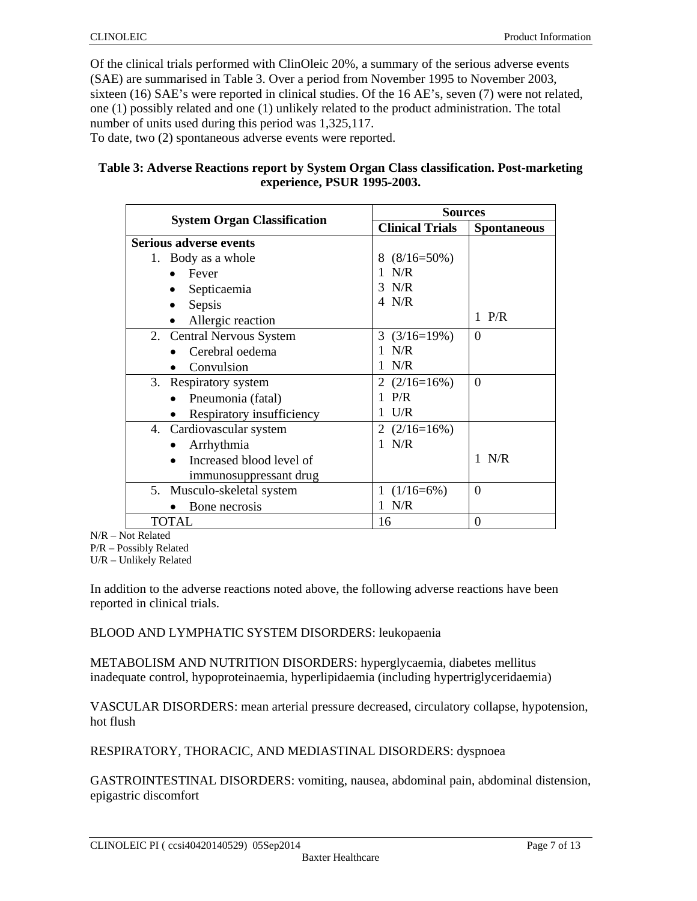Of the clinical trials performed with ClinOleic 20%, a summary of the serious adverse events (SAE) are summarised in Table 3. Over a period from November 1995 to November 2003, sixteen (16) SAE's were reported in clinical studies. Of the 16 AE's, seven (7) were not related, one (1) possibly related and one (1) unlikely related to the product administration. The total number of units used during this period was 1,325,117.
To date, two (2) spontaneous adverse events were reported.

**Table 3: Adverse Reactions report by System Organ Class classification. Post-marketing experience, PSUR 1995-2003.**

| System Organ Classification | Sources | |
|---|---|---|
| | **Clinical Trials** | **Spontaneous** |
| **Serious adverse events** | | |
| 1. Body as a whole | 8 (8/16=50%) | |
| • Fever | 1 N/R | |
| • Septicaemia | 3 N/R | |
| • Sepsis | 4 N/R | |
| • Allergic reaction | | 1 P/R |
| 2. Central Nervous System | 3 (3/16=19%) | 0 |
| • Cerebral oedema | 1 N/R | |
| • Convulsion | 1 N/R | |
| 3. Respiratory system | 2 (2/16=16%) | 0 |
| • Pneumonia (fatal) | 1 P/R | |
| • Respiratory insufficiency | 1 U/R | |
| 4. Cardiovascular system | 2 (2/16=16%) | |
| • Arrhythmia | 1 N/R | |
| • Increased blood level of immunosuppressant drug | | 1 N/R |
| 5. Musculo-skeletal system | 1 (1/16=6%) | 0 |
| • Bone necrosis | 1 N/R | |
| TOTAL | 16 | 0 |

N/R – Not Related
P/R – Possibly Related
U/R – Unlikely Related

In addition to the adverse reactions noted above, the following adverse reactions have been reported in clinical trials.

BLOOD AND LYMPHATIC SYSTEM DISORDERS: leukopaenia

METABOLISM AND NUTRITION DISORDERS: hyperglycaemia, diabetes mellitus inadequate control, hypoproteinaemia, hyperlipidaemia (including hypertriglyceridaemia)

VASCULAR DISORDERS: mean arterial pressure decreased, circulatory collapse, hypotension, hot flush

RESPIRATORY, THORACIC, AND MEDIASTINAL DISORDERS: dyspnoea

GASTROINTESTINAL DISORDERS: vomiting, nausea, abdominal pain, abdominal distension, epigastric discomfort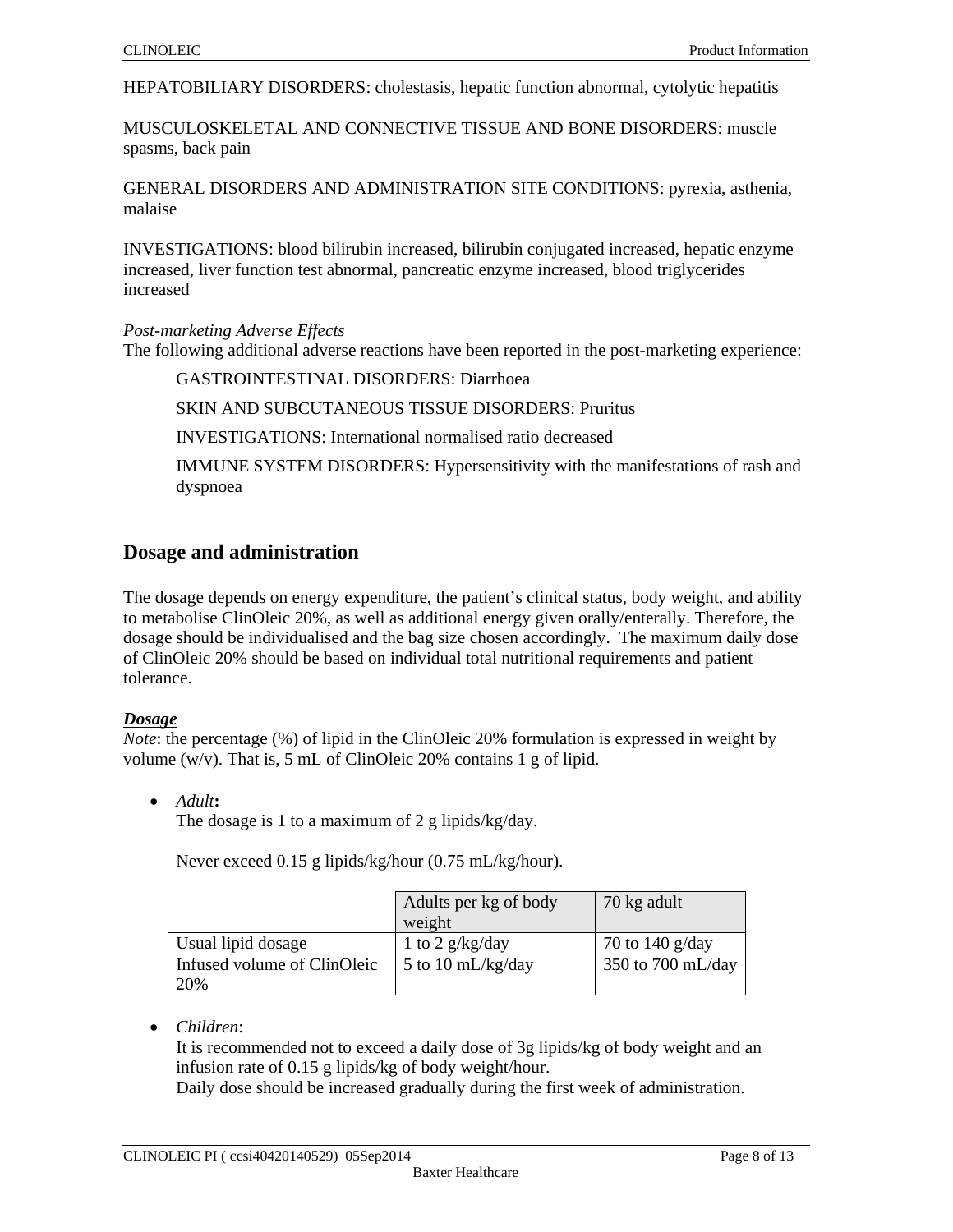HEPATOBILIARY DISORDERS: cholestasis, hepatic function abnormal, cytolytic hepatitis

MUSCULOSKELETAL AND CONNECTIVE TISSUE AND BONE DISORDERS: muscle spasms, back pain

GENERAL DISORDERS AND ADMINISTRATION SITE CONDITIONS: pyrexia, asthenia, malaise

INVESTIGATIONS: blood bilirubin increased, bilirubin conjugated increased, hepatic enzyme increased, liver function test abnormal, pancreatic enzyme increased, blood triglycerides increased

*Post-marketing Adverse Effects*
The following additional adverse reactions have been reported in the post-marketing experience:

GASTROINTESTINAL DISORDERS: Diarrhoea

SKIN AND SUBCUTANEOUS TISSUE DISORDERS: Pruritus

INVESTIGATIONS: International normalised ratio decreased

IMMUNE SYSTEM DISORDERS: Hypersensitivity with the manifestations of rash and dyspnoea

## Dosage and administration

The dosage depends on energy expenditure, the patient's clinical status, body weight, and ability to metabolise ClinOleic 20%, as well as additional energy given orally/enterally. Therefore, the dosage should be individualised and the bag size chosen accordingly. The maximum daily dose of ClinOleic 20% should be based on individual total nutritional requirements and patient tolerance.

***Dosage***
*Note*: the percentage (%) of lipid in the ClinOleic 20% formulation is expressed in weight by volume (w/v). That is, 5 mL of ClinOleic 20% contains 1 g of lipid.

- *Adult***:**
  The dosage is 1 to a maximum of 2 g lipids/kg/day.

  Never exceed 0.15 g lipids/kg/hour (0.75 mL/kg/hour).

| | Adults per kg of body weight | 70 kg adult |
|---|---|---|
| Usual lipid dosage | 1 to 2 g/kg/day | 70 to 140 g/day |
| Infused volume of ClinOleic 20% | 5 to 10 mL/kg/day | 350 to 700 mL/day |

- *Children*:
  It is recommended not to exceed a daily dose of 3g lipids/kg of body weight and an infusion rate of 0.15 g lipids/kg of body weight/hour.
  Daily dose should be increased gradually during the first week of administration.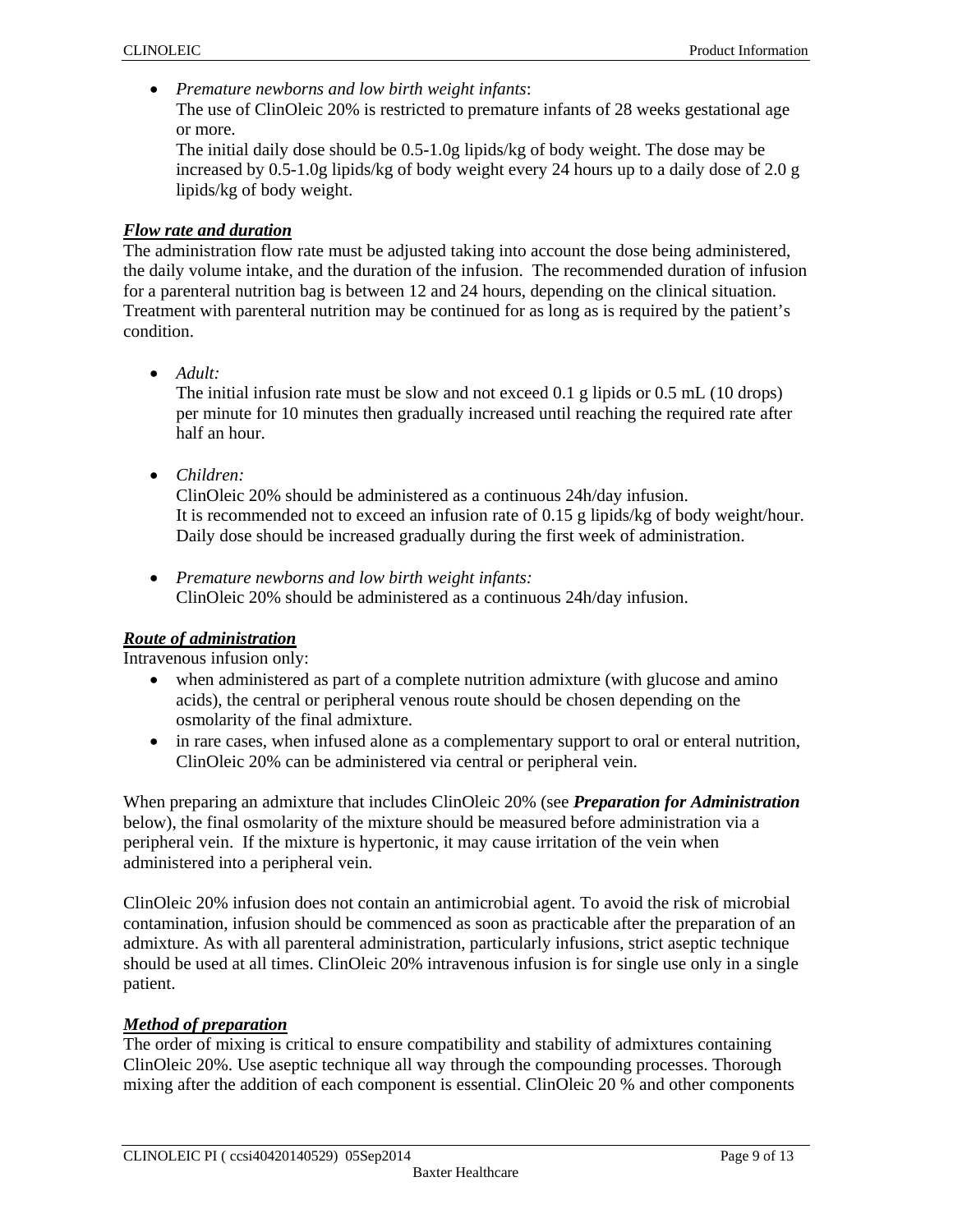- *Premature newborns and low birth weight infants*:
  The use of ClinOleic 20% is restricted to premature infants of 28 weeks gestational age or more.
  The initial daily dose should be 0.5-1.0g lipids/kg of body weight. The dose may be increased by 0.5-1.0g lipids/kg of body weight every 24 hours up to a daily dose of 2.0 g lipids/kg of body weight.

***Flow rate and duration***

The administration flow rate must be adjusted taking into account the dose being administered, the daily volume intake, and the duration of the infusion. The recommended duration of infusion for a parenteral nutrition bag is between 12 and 24 hours, depending on the clinical situation. Treatment with parenteral nutrition may be continued for as long as is required by the patient's condition.

- *Adult:*
  The initial infusion rate must be slow and not exceed 0.1 g lipids or 0.5 mL (10 drops) per minute for 10 minutes then gradually increased until reaching the required rate after half an hour.

- *Children:*
  ClinOleic 20% should be administered as a continuous 24h/day infusion.
  It is recommended not to exceed an infusion rate of 0.15 g lipids/kg of body weight/hour. Daily dose should be increased gradually during the first week of administration.

- *Premature newborns and low birth weight infants:*
  ClinOleic 20% should be administered as a continuous 24h/day infusion.

***Route of administration***

Intravenous infusion only:

- when administered as part of a complete nutrition admixture (with glucose and amino acids), the central or peripheral venous route should be chosen depending on the osmolarity of the final admixture.
- in rare cases, when infused alone as a complementary support to oral or enteral nutrition, ClinOleic 20% can be administered via central or peripheral vein.

When preparing an admixture that includes ClinOleic 20% (see ***Preparation for Administration*** below), the final osmolarity of the mixture should be measured before administration via a peripheral vein. If the mixture is hypertonic, it may cause irritation of the vein when administered into a peripheral vein.

ClinOleic 20% infusion does not contain an antimicrobial agent. To avoid the risk of microbial contamination, infusion should be commenced as soon as practicable after the preparation of an admixture. As with all parenteral administration, particularly infusions, strict aseptic technique should be used at all times. ClinOleic 20% intravenous infusion is for single use only in a single patient.

***Method of preparation***

The order of mixing is critical to ensure compatibility and stability of admixtures containing ClinOleic 20%. Use aseptic technique all way through the compounding processes. Thorough mixing after the addition of each component is essential. ClinOleic 20 % and other components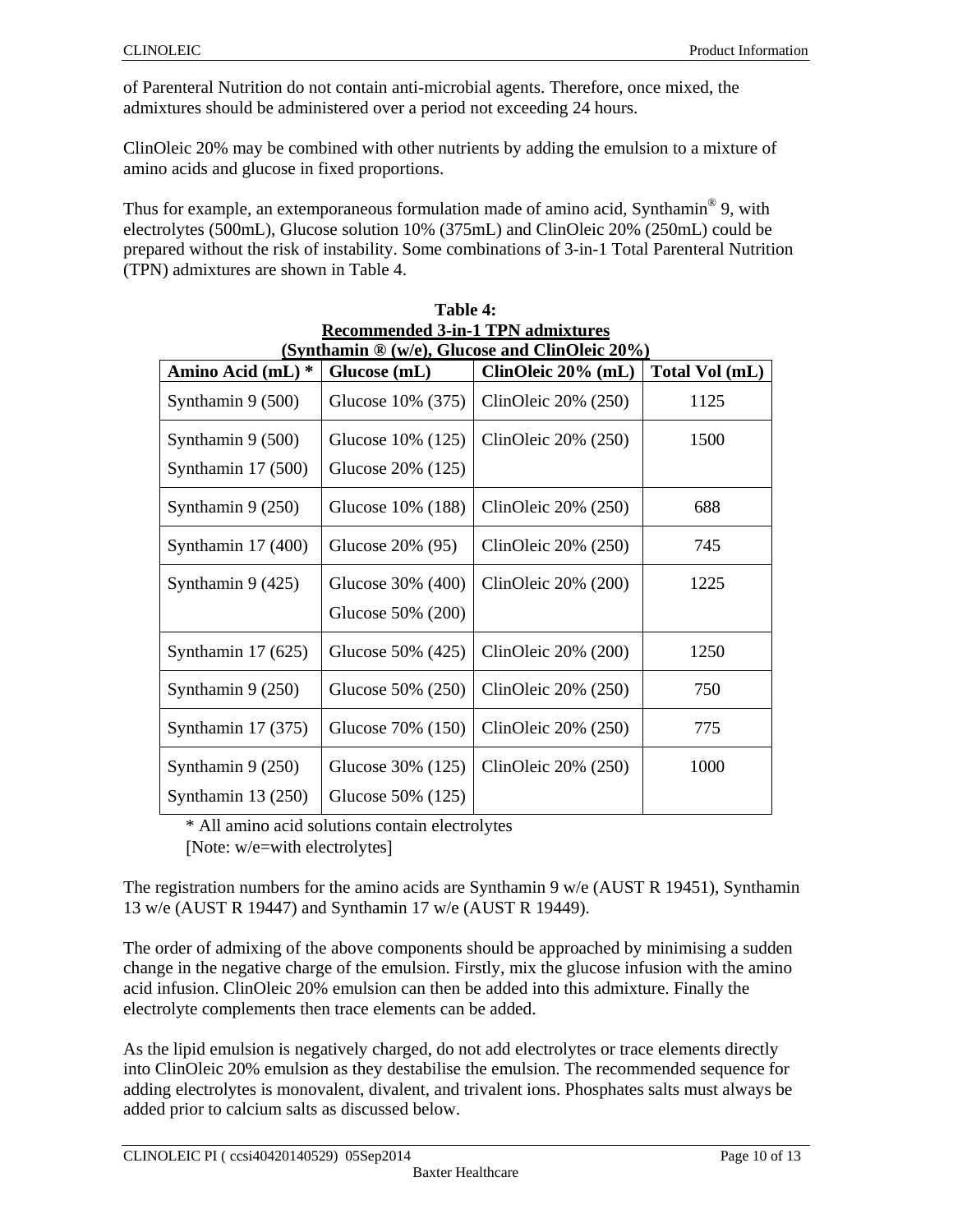of Parenteral Nutrition do not contain anti-microbial agents. Therefore, once mixed, the admixtures should be administered over a period not exceeding 24 hours.

ClinOleic 20% may be combined with other nutrients by adding the emulsion to a mixture of amino acids and glucose in fixed proportions.

Thus for example, an extemporaneous formulation made of amino acid, Synthamin® 9, with electrolytes (500mL), Glucose solution 10% (375mL) and ClinOleic 20% (250mL) could be prepared without the risk of instability. Some combinations of 3-in-1 Total Parenteral Nutrition (TPN) admixtures are shown in Table 4.

**Table 4:**
**Recommended 3-in-1 TPN admixtures**
**(Synthamin ® (w/e), Glucose and ClinOleic 20%)**

| Amino Acid (mL) * | Glucose (mL) | ClinOleic 20% (mL) | Total Vol (mL) |
|---|---|---|---|
| Synthamin 9 (500) | Glucose 10% (375) | ClinOleic 20% (250) | 1125 |
| Synthamin 9 (500)<br>Synthamin 17 (500) | Glucose 10% (125)<br>Glucose 20% (125) | ClinOleic 20% (250) | 1500 |
| Synthamin 9 (250) | Glucose 10% (188) | ClinOleic 20% (250) | 688 |
| Synthamin 17 (400) | Glucose 20% (95) | ClinOleic 20% (250) | 745 |
| Synthamin 9 (425) | Glucose 30% (400)<br>Glucose 50% (200) | ClinOleic 20% (200) | 1225 |
| Synthamin 17 (625) | Glucose 50% (425) | ClinOleic 20% (200) | 1250 |
| Synthamin 9 (250) | Glucose 50% (250) | ClinOleic 20% (250) | 750 |
| Synthamin 17 (375) | Glucose 70% (150) | ClinOleic 20% (250) | 775 |
| Synthamin 9 (250)<br>Synthamin 13 (250) | Glucose 30% (125)<br>Glucose 50% (125) | ClinOleic 20% (250) | 1000 |

\* All amino acid solutions contain electrolytes
[Note: w/e=with electrolytes]

The registration numbers for the amino acids are Synthamin 9 w/e (AUST R 19451), Synthamin 13 w/e (AUST R 19447) and Synthamin 17 w/e (AUST R 19449).

The order of admixing of the above components should be approached by minimising a sudden change in the negative charge of the emulsion. Firstly, mix the glucose infusion with the amino acid infusion. ClinOleic 20% emulsion can then be added into this admixture. Finally the electrolyte complements then trace elements can be added.

As the lipid emulsion is negatively charged, do not add electrolytes or trace elements directly into ClinOleic 20% emulsion as they destabilise the emulsion. The recommended sequence for adding electrolytes is monovalent, divalent, and trivalent ions. Phosphates salts must always be added prior to calcium salts as discussed below.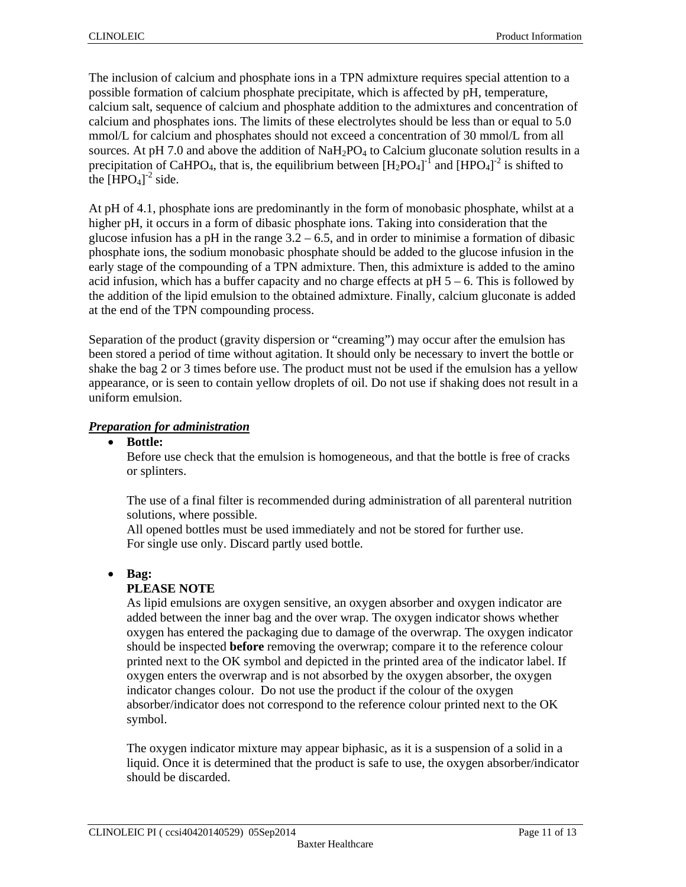The inclusion of calcium and phosphate ions in a TPN admixture requires special attention to a possible formation of calcium phosphate precipitate, which is affected by pH, temperature, calcium salt, sequence of calcium and phosphate addition to the admixtures and concentration of calcium and phosphates ions. The limits of these electrolytes should be less than or equal to 5.0 mmol/L for calcium and phosphates should not exceed a concentration of 30 mmol/L from all sources. At pH 7.0 and above the addition of $NaH_2PO_4$ to Calcium gluconate solution results in a precipitation of $CaHPO_4$, that is, the equilibrium between $[H_2PO_4]^{-1}$ and $[HPO_4]^{-2}$ is shifted to the $[HPO_4]^{-2}$ side.

At pH of 4.1, phosphate ions are predominantly in the form of monobasic phosphate, whilst at a higher pH, it occurs in a form of dibasic phosphate ions. Taking into consideration that the glucose infusion has a pH in the range 3.2 – 6.5, and in order to minimise a formation of dibasic phosphate ions, the sodium monobasic phosphate should be added to the glucose infusion in the early stage of the compounding of a TPN admixture. Then, this admixture is added to the amino acid infusion, which has a buffer capacity and no charge effects at pH 5 – 6. This is followed by the addition of the lipid emulsion to the obtained admixture. Finally, calcium gluconate is added at the end of the TPN compounding process.

Separation of the product (gravity dispersion or "creaming") may occur after the emulsion has been stored a period of time without agitation. It should only be necessary to invert the bottle or shake the bag 2 or 3 times before use. The product must not be used if the emulsion has a yellow appearance, or is seen to contain yellow droplets of oil. Do not use if shaking does not result in a uniform emulsion.

***Preparation for administration***

- **Bottle:**

  Before use check that the emulsion is homogeneous, and that the bottle is free of cracks or splinters.

  The use of a final filter is recommended during administration of all parenteral nutrition solutions, where possible.
  All opened bottles must be used immediately and not be stored for further use.
  For single use only. Discard partly used bottle.

- **Bag:**

  **PLEASE NOTE**

  As lipid emulsions are oxygen sensitive, an oxygen absorber and oxygen indicator are added between the inner bag and the over wrap. The oxygen indicator shows whether oxygen has entered the packaging due to damage of the overwrap. The oxygen indicator should be inspected **before** removing the overwrap; compare it to the reference colour printed next to the OK symbol and depicted in the printed area of the indicator label. If oxygen enters the overwrap and is not absorbed by the oxygen absorber, the oxygen indicator changes colour. Do not use the product if the colour of the oxygen absorber/indicator does not correspond to the reference colour printed next to the OK symbol.

  The oxygen indicator mixture may appear biphasic, as it is a suspension of a solid in a liquid. Once it is determined that the product is safe to use, the oxygen absorber/indicator should be discarded.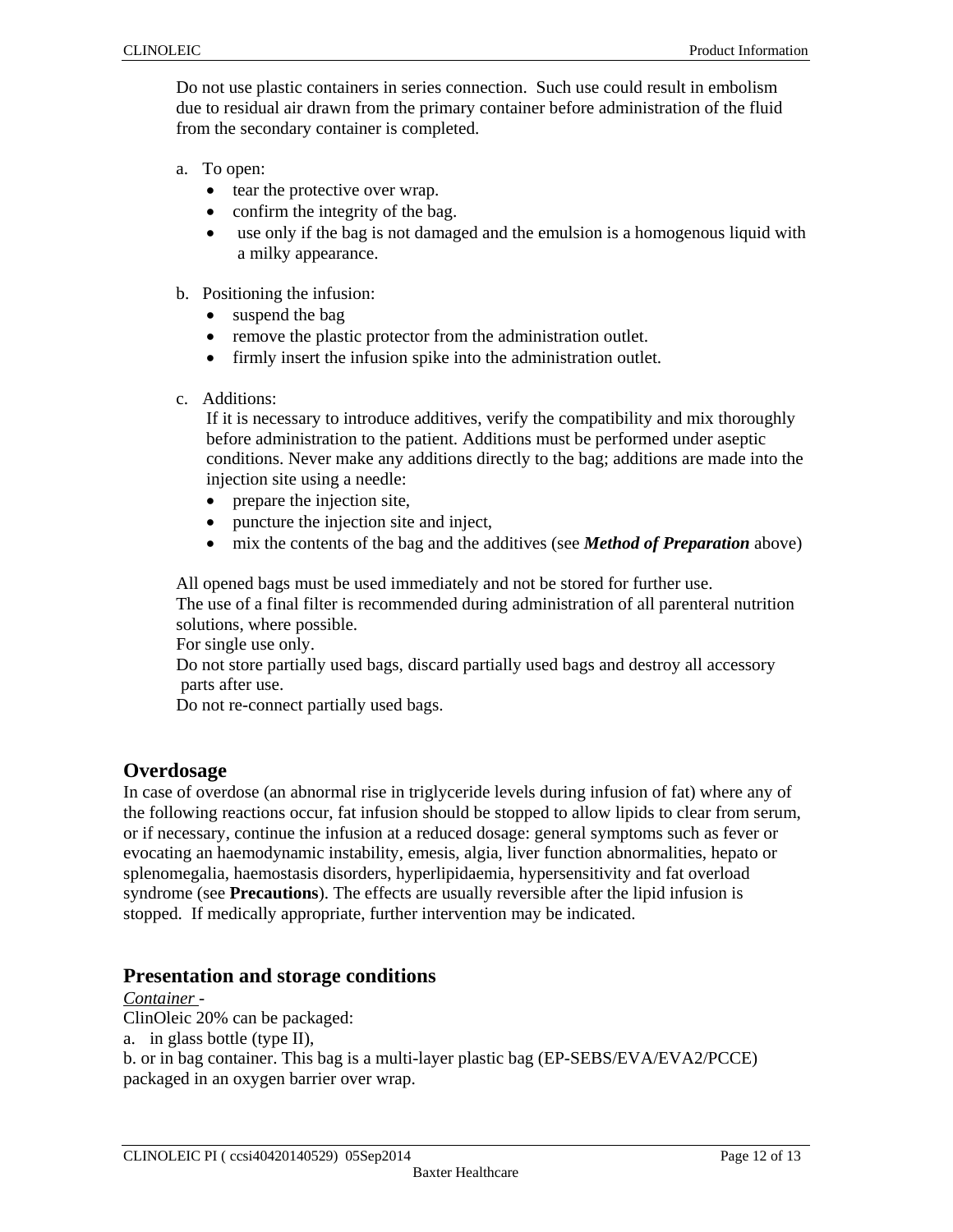Do not use plastic containers in series connection. Such use could result in embolism due to residual air drawn from the primary container before administration of the fluid from the secondary container is completed.

a. To open:
   - tear the protective over wrap.
   - confirm the integrity of the bag.
   - use only if the bag is not damaged and the emulsion is a homogenous liquid with a milky appearance.

b. Positioning the infusion:
   - suspend the bag
   - remove the plastic protector from the administration outlet.
   - firmly insert the infusion spike into the administration outlet.

c. Additions:
   If it is necessary to introduce additives, verify the compatibility and mix thoroughly before administration to the patient. Additions must be performed under aseptic conditions. Never make any additions directly to the bag; additions are made into the injection site using a needle:
   - prepare the injection site,
   - puncture the injection site and inject,
   - mix the contents of the bag and the additives (see ***Method of Preparation*** above)

All opened bags must be used immediately and not be stored for further use.
The use of a final filter is recommended during administration of all parenteral nutrition solutions, where possible.
For single use only.
Do not store partially used bags, discard partially used bags and destroy all accessory parts after use.
Do not re-connect partially used bags.

## Overdosage

In case of overdose (an abnormal rise in triglyceride levels during infusion of fat) where any of the following reactions occur, fat infusion should be stopped to allow lipids to clear from serum, or if necessary, continue the infusion at a reduced dosage: general symptoms such as fever or evocating an haemodynamic instability, emesis, algia, liver function abnormalities, hepato or splenomegalia, haemostasis disorders, hyperlipidaemia, hypersensitivity and fat overload syndrome (see **Precautions**). The effects are usually reversible after the lipid infusion is stopped. If medically appropriate, further intervention may be indicated.

## Presentation and storage conditions

*Container* -
ClinOleic 20% can be packaged:
a. in glass bottle (type II),
b. or in bag container. This bag is a multi-layer plastic bag (EP-SEBS/EVA/EVA2/PCCE) packaged in an oxygen barrier over wrap.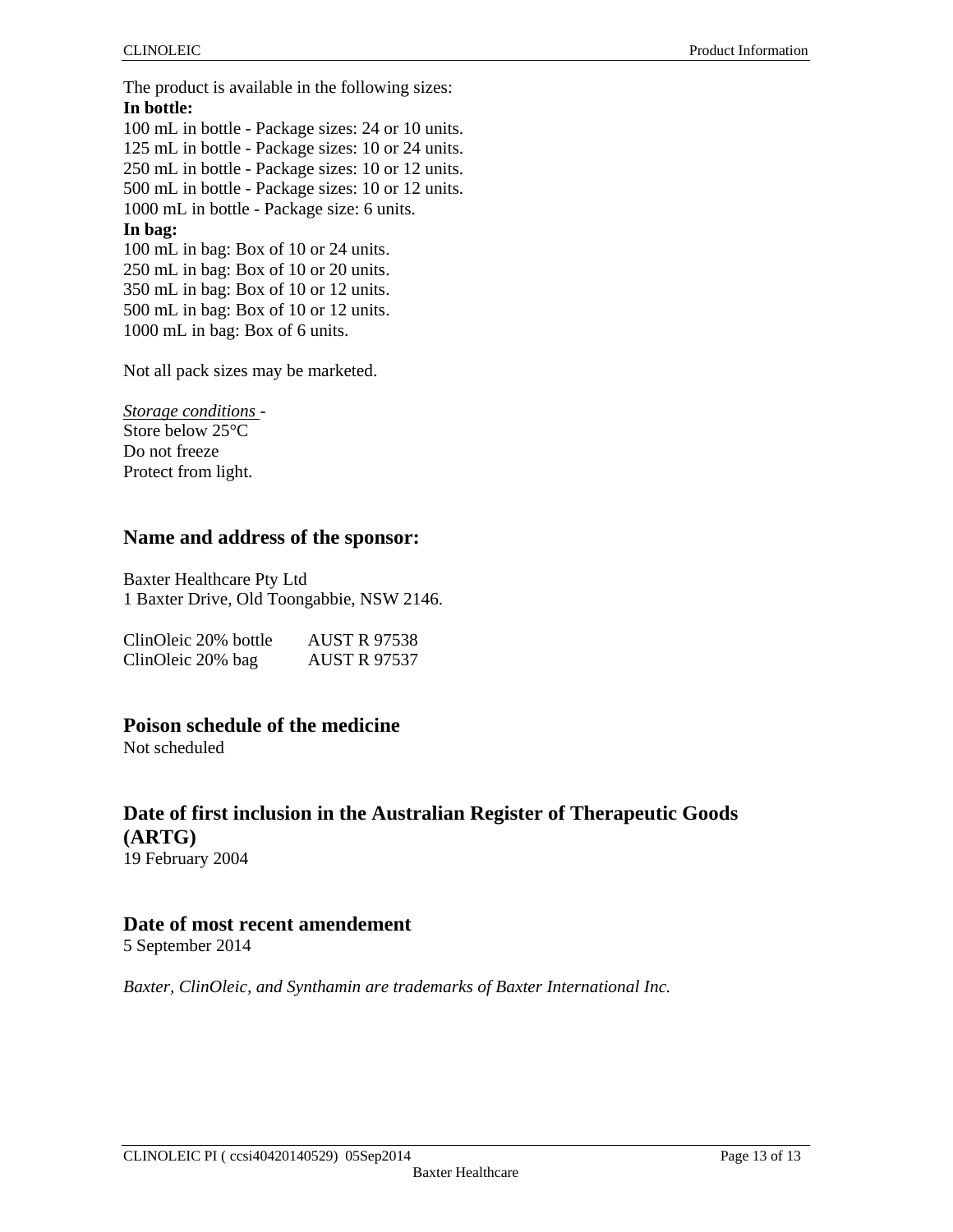The product is available in the following sizes:

**In bottle:**

100 mL in bottle - Package sizes: 24 or 10 units.
125 mL in bottle - Package sizes: 10 or 24 units.
250 mL in bottle - Package sizes: 10 or 12 units.
500 mL in bottle - Package sizes: 10 or 12 units.
1000 mL in bottle - Package size: 6 units.

**In bag:**

100 mL in bag: Box of 10 or 24 units.
250 mL in bag: Box of 10 or 20 units.
350 mL in bag: Box of 10 or 12 units.
500 mL in bag: Box of 10 or 12 units.
1000 mL in bag: Box of 6 units.

Not all pack sizes may be marketed.

*Storage conditions* -
Store below 25°C
Do not freeze
Protect from light.

## Name and address of the sponsor:

Baxter Healthcare Pty Ltd
1 Baxter Drive, Old Toongabbie, NSW 2146.

| | |
|---|---|
| ClinOleic 20% bottle | AUST R 97538 |
| ClinOleic 20% bag | AUST R 97537 |

## Poison schedule of the medicine

Not scheduled

## Date of first inclusion in the Australian Register of Therapeutic Goods (ARTG)

19 February 2004

## Date of most recent amendement

5 September 2014

*Baxter, ClinOleic, and Synthamin are trademarks of Baxter International Inc.*